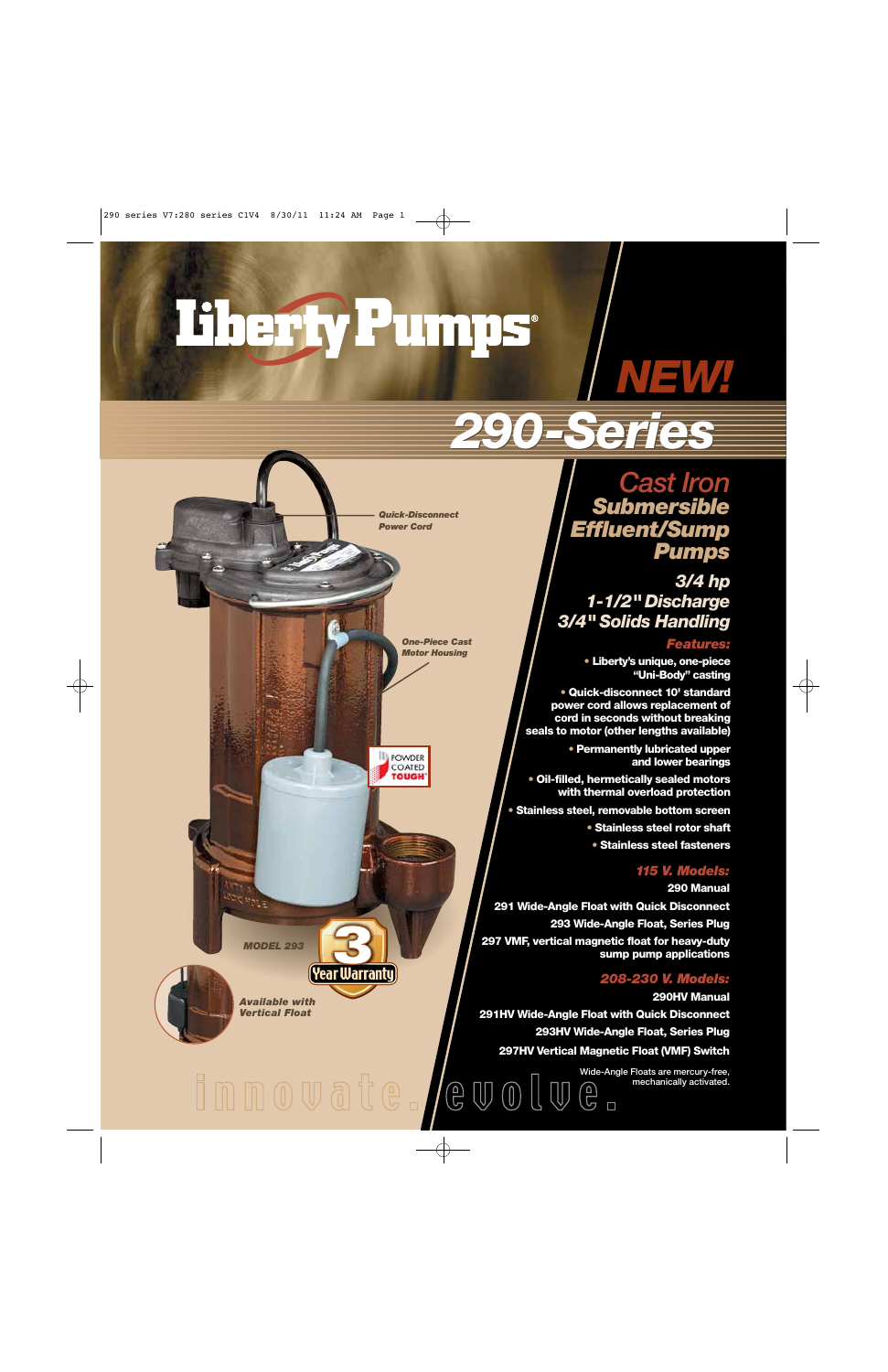# Liberty Pumps®

## NEW!

# 290-Series

## Cast Iron Submersible Effluent/Sump Pumps

### 3/4 hp
### 1-1/2" Discharge
### 3/4" Solids Handling

*Quick-Disconnect Power Cord*

*One-Piece Cast Motor Housing*

POWDER COATED TOUGH

*MODEL 293*

3 Year Warranty

*Available with Vertical Float*

### Features:

- Liberty's unique, one-piece "Uni-Body" casting
- Quick-disconnect 10' standard power cord allows replacement of cord in seconds without breaking seals to motor (other lengths available)
- Permanently lubricated upper and lower bearings
- Oil-filled, hermetically sealed motors with thermal overload protection
- Stainless steel, removable bottom screen
- Stainless steel rotor shaft
- Stainless steel fasteners

### 115 V. Models:

**290** Manual

**291** Wide-Angle Float with Quick Disconnect

**293** Wide-Angle Float, Series Plug

**297** VMF, vertical magnetic float for heavy-duty sump pump applications

### 208-230 V. Models:

**290HV** Manual

**291HV** Wide-Angle Float with Quick Disconnect

**293HV** Wide-Angle Float, Series Plug

**297HV** Vertical Magnetic Float (VMF) Switch

Wide-Angle Floats are mercury-free, mechanically activated.

innovate. evolve.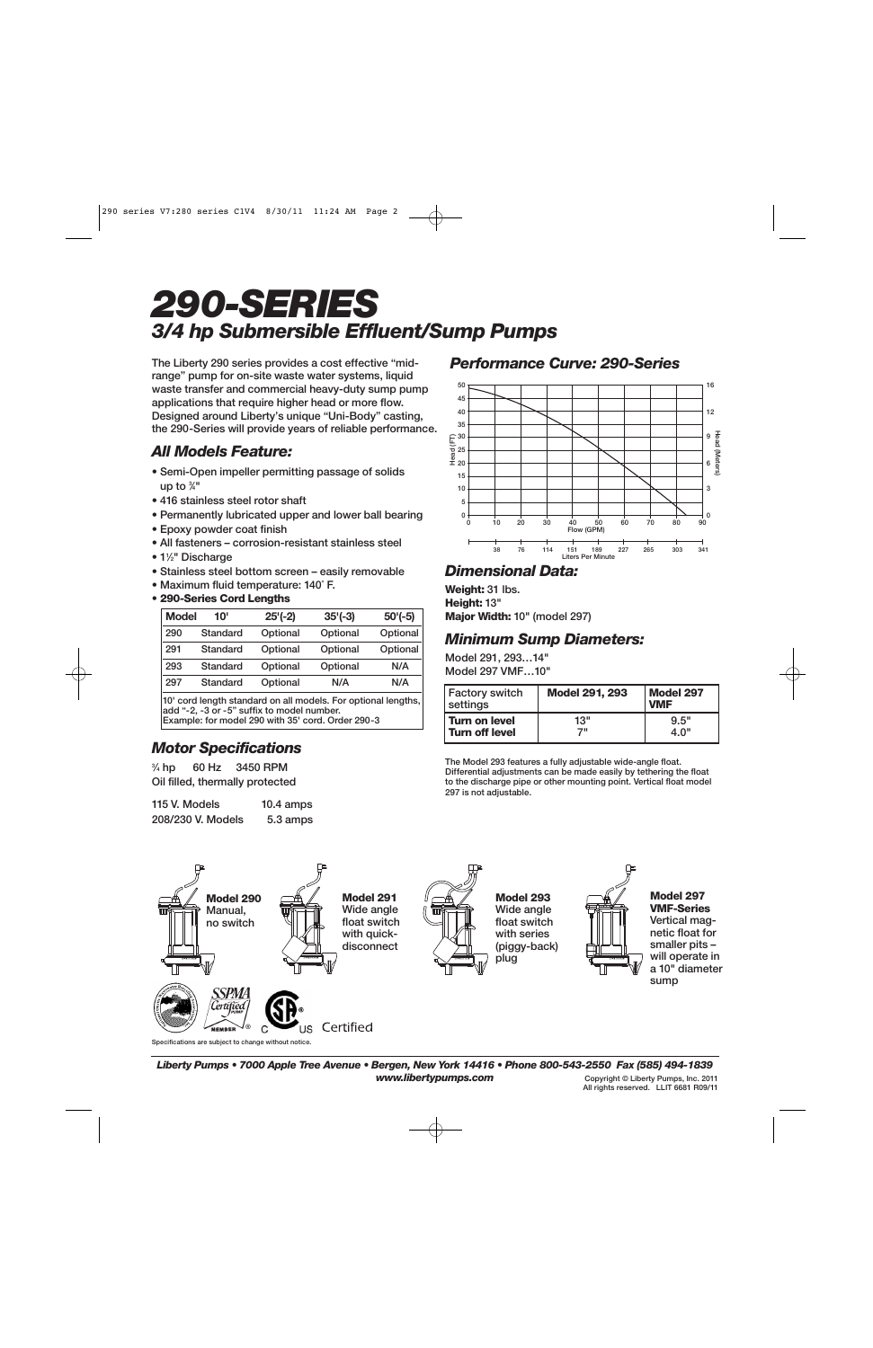# 290-SERIES

## 3/4 hp Submersible Effluent/Sump Pumps

The Liberty 290 series provides a cost effective "mid-range" pump for on-site waste water systems, liquid waste transfer and commercial heavy-duty sump pump applications that require higher head or more flow. Designed around Liberty's unique "Uni-Body" casting, the 290-Series will provide years of reliable performance.

### All Models Feature:

- Semi-Open impeller permitting passage of solids up to ¾"
- 416 stainless steel rotor shaft
- Permanently lubricated upper and lower ball bearing
- Epoxy powder coat finish
- All fasteners – corrosion-resistant stainless steel
- 1½" Discharge
- Stainless steel bottom screen – easily removable
- Maximum fluid temperature: 140˚ F.
- **290-Series Cord Lengths**

| Model | 10' | 25'(-2) | 35'(-3) | 50'(-5) |
|---|---|---|---|---|
| 290 | Standard | Optional | Optional | Optional |
| 291 | Standard | Optional | Optional | Optional |
| 293 | Standard | Optional | Optional | N/A |
| 297 | Standard | Optional | N/A | N/A |

10' cord length standard on all models. For optional lengths, add "-2, -3 or -5" suffix to model number.
Example: for model 290 with 35' cord. Order 290-3

### Motor Specifications

¾ hp 60 Hz 3450 RPM
Oil filled, thermally protected

| | |
|---|---|
| 115 V. Models | 10.4 amps |
| 208/230 V. Models | 5.3 amps |

### Performance Curve: 290-Series

Head (FT): 0, 5, 10, 15, 20, 25, 30, 35, 40, 45, 50
Head (Meters): 0, 3, 6, 9, 12, 16
Flow (GPM): 0, 10, 20, 30, 40, 50, 60, 70, 80, 90
Liters Per Minute: 38, 76, 114, 151, 189, 227, 265, 303, 341

### Dimensional Data:

**Weight:** 31 lbs.
**Height:** 13"
**Major Width:** 10" (model 297)

### Minimum Sump Diameters:

Model 291, 293…14"
Model 297 VMF…10"

| Factory switch settings | Model 291, 293 | Model 297 VMF |
|---|---|---|
| **Turn on level** | 13" | 9.5" |
| **Turn off level** | 7" | 4.0" |

The Model 293 features a fully adjustable wide-angle float. Differential adjustments can be made easily by tethering the float to the discharge pipe or other mounting point. Vertical float model 297 is not adjustable.

**Model 290**
Manual, no switch

**Model 291**
Wide angle float switch with quick-disconnect

**Model 293**
Wide angle float switch with series (piggy-back) plug

**Model 297 VMF-Series**
Vertical magnetic float for smaller pits – will operate in a 10" diameter sump

SSPMA Certified Member
C US Certified

Specifications are subject to change without notice.

**Liberty Pumps • 7000 Apple Tree Avenue • Bergen, New York 14416 • Phone 800-543-2550 Fax (585) 494-1839**
**www.libertypumps.com**

Copyright © Liberty Pumps, Inc. 2011
All rights reserved. LLIT 6681 R09/11